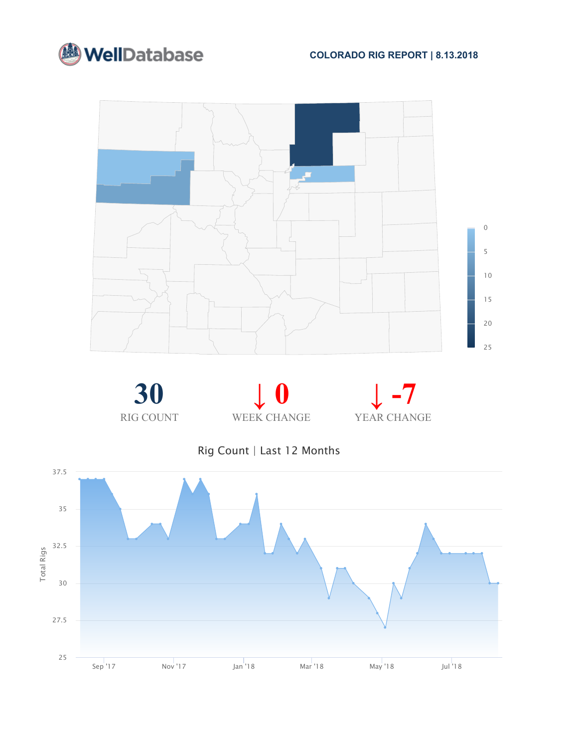WellDatabase

**COLORADO RIG REPORT | 8.13.2018**

| 30 | ↓ 0 | ↓ -7 |
|---|---|---|
| RIG COUNT | WEEK CHANGE | YEAR CHANGE |

Rig Count | Last 12 Months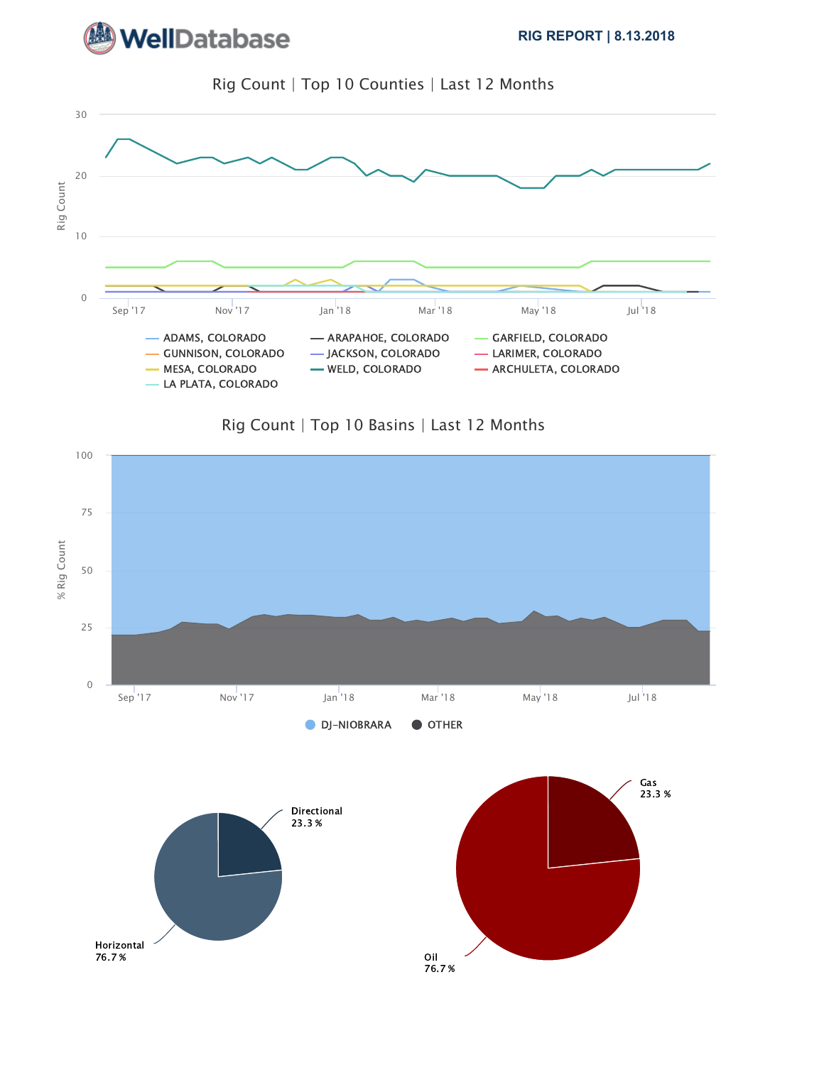**RIG REPORT | 8.13.2018**

## Rig Count | Top 10 Counties | Last 12 Months

Rig Count

30, 20, 10, 0

Sep '17, Nov '17, Jan '18, Mar '18, May '18, Jul '18

- ADAMS, COLORADO
- ARAPAHOE, COLORADO
- GARFIELD, COLORADO
- GUNNISON, COLORADO
- JACKSON, COLORADO
- LARIMER, COLORADO
- MESA, COLORADO
- WELD, COLORADO
- ARCHULETA, COLORADO
- LA PLATA, COLORADO

## Rig Count | Top 10 Basins | Last 12 Months

% Rig Count

100, 75, 50, 25, 0

Sep '17, Nov '17, Jan '18, Mar '18, May '18, Jul '18

- DJ-NIOBRARA
- OTHER

Directional 23.3 %

Horizontal 76.7 %

Gas 23.3 %

Oil 76.7 %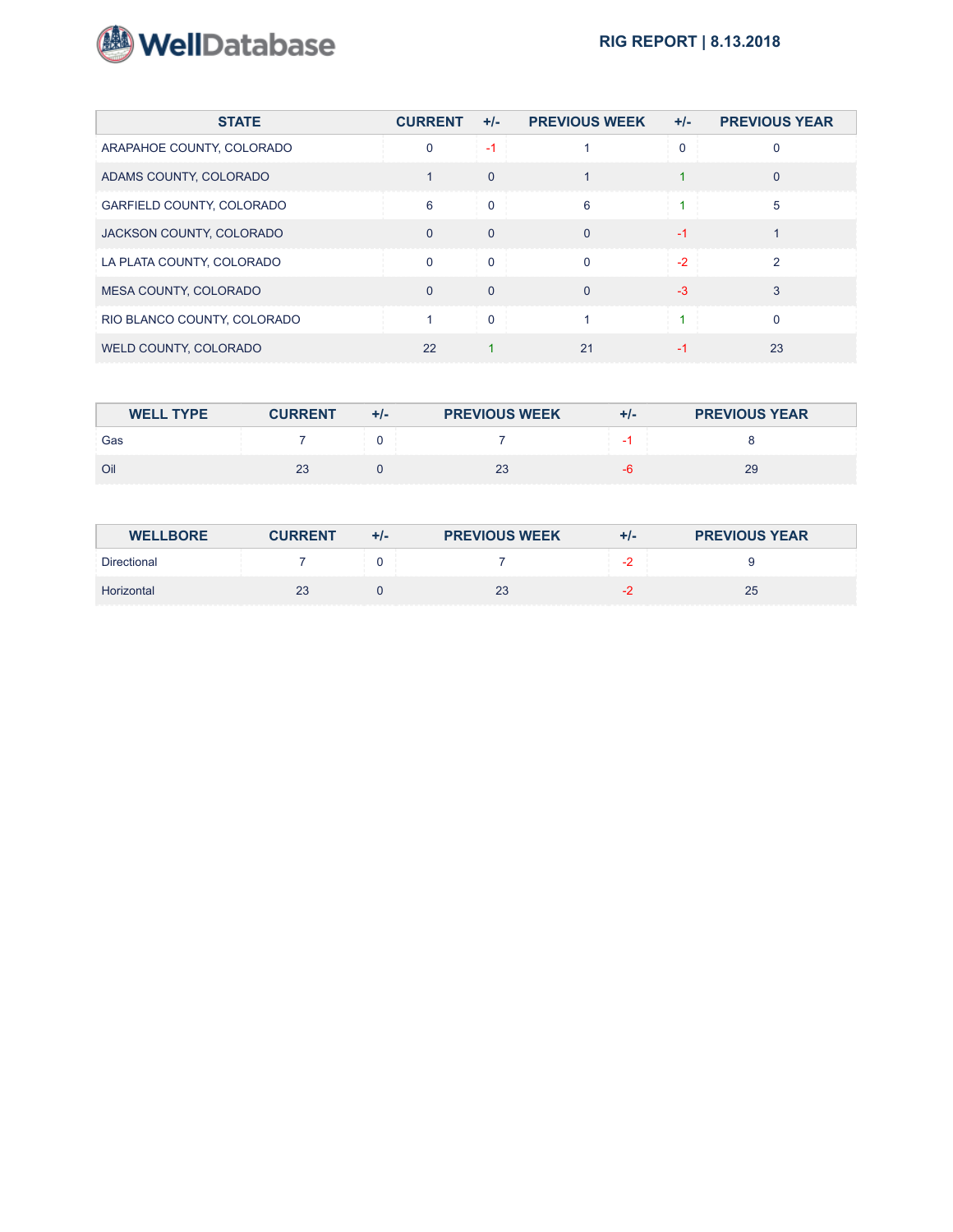# RIG REPORT | 8.13.2018

| STATE | CURRENT | +/- | PREVIOUS WEEK | +/- | PREVIOUS YEAR |
|---|---|---|---|---|---|
| ARAPAHOE COUNTY, COLORADO | 0 | -1 | 1 | 0 | 0 |
| ADAMS COUNTY, COLORADO | 1 | 0 | 1 | 1 | 0 |
| GARFIELD COUNTY, COLORADO | 6 | 0 | 6 | 1 | 5 |
| JACKSON COUNTY, COLORADO | 0 | 0 | 0 | -1 | 1 |
| LA PLATA COUNTY, COLORADO | 0 | 0 | 0 | -2 | 2 |
| MESA COUNTY, COLORADO | 0 | 0 | 0 | -3 | 3 |
| RIO BLANCO COUNTY, COLORADO | 1 | 0 | 1 | 1 | 0 |
| WELD COUNTY, COLORADO | 22 | 1 | 21 | -1 | 23 |

| WELL TYPE | CURRENT | +/- | PREVIOUS WEEK | +/- | PREVIOUS YEAR |
|---|---|---|---|---|---|
| Gas | 7 | 0 | 7 | -1 | 8 |
| Oil | 23 | 0 | 23 | -6 | 29 |

| WELLBORE | CURRENT | +/- | PREVIOUS WEEK | +/- | PREVIOUS YEAR |
|---|---|---|---|---|---|
| Directional | 7 | 0 | 7 | -2 | 9 |
| Horizontal | 23 | 0 | 23 | -2 | 25 |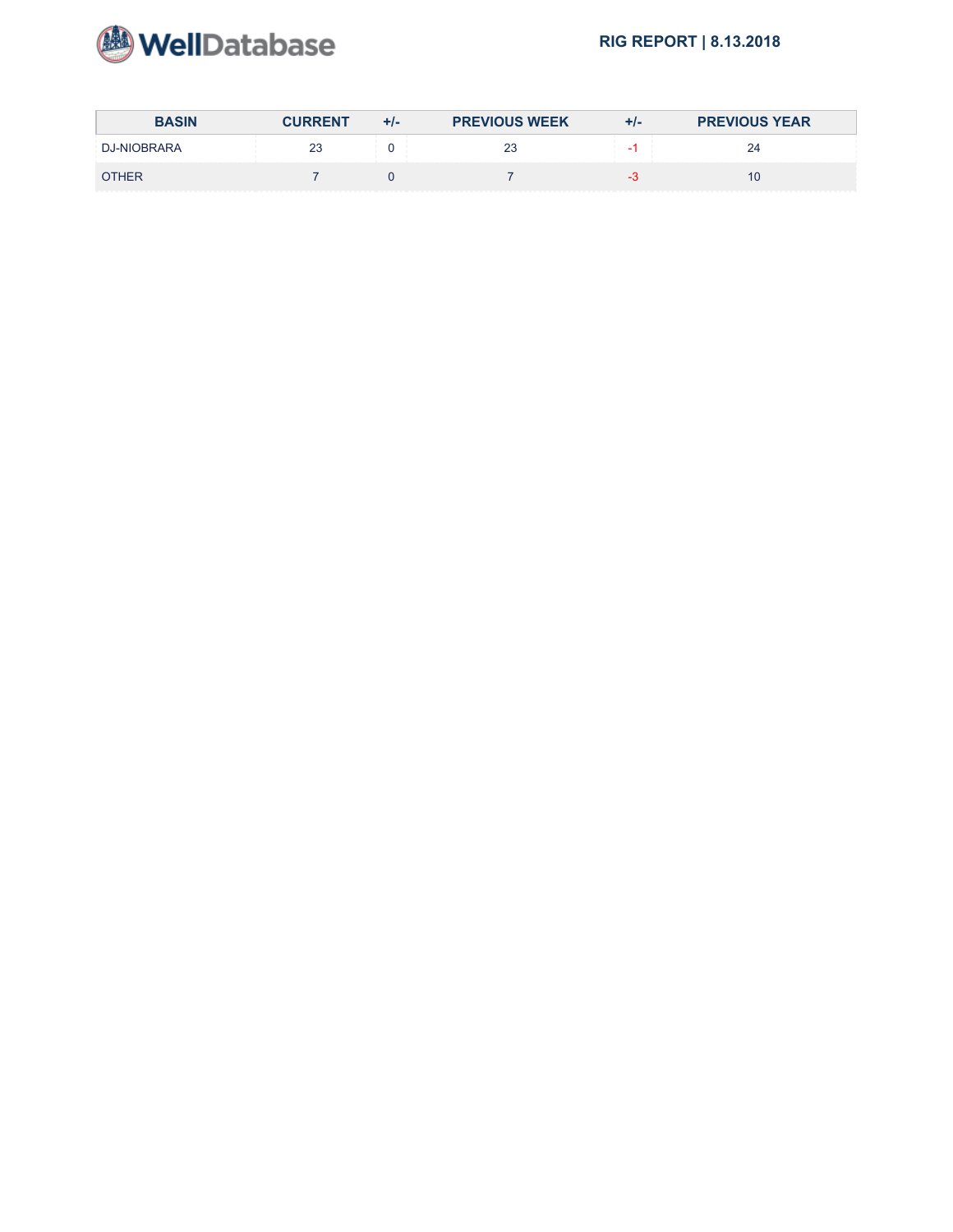WellDatabase

RIG REPORT | 8.13.2018

| BASIN | CURRENT | +/- | PREVIOUS WEEK | +/- | PREVIOUS YEAR |
|---|---|---|---|---|---|
| DJ-NIOBRARA | 23 | 0 | 23 | -1 | 24 |
| OTHER | 7 | 0 | 7 | -3 | 10 |